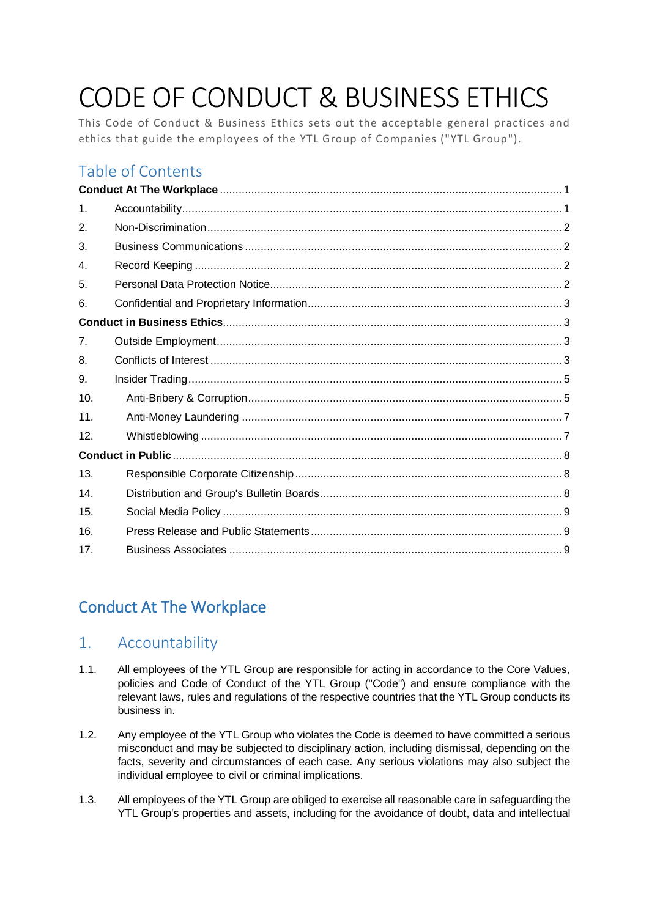# CODE OF CONDUCT & BUSINESS ETHICS

This Code of Conduct & Business Ethics sets out the acceptable general practices and ethics that guide the employees of the YTL Group of Companies ("YTL Group").

## Table of Contents

**Conduct At The Workplace** ........ 1

1. Accountability ........ 1
2. Non-Discrimination ........ 2
3. Business Communications ........ 2
4. Record Keeping ........ 2
5. Personal Data Protection Notice ........ 2
6. Confidential and Proprietary Information ........ 3

**Conduct in Business Ethics** ........ 3

7. Outside Employment ........ 3
8. Conflicts of Interest ........ 3
9. Insider Trading ........ 5
10. Anti-Bribery & Corruption ........ 5
11. Anti-Money Laundering ........ 7
12. Whistleblowing ........ 7

**Conduct in Public** ........ 8

13. Responsible Corporate Citizenship ........ 8
14. Distribution and Group's Bulletin Boards ........ 8
15. Social Media Policy ........ 9
16. Press Release and Public Statements ........ 9
17. Business Associates ........ 9

## Conduct At The Workplace

### 1. Accountability

1.1. All employees of the YTL Group are responsible for acting in accordance to the Core Values, policies and Code of Conduct of the YTL Group ("Code") and ensure compliance with the relevant laws, rules and regulations of the respective countries that the YTL Group conducts its business in.

1.2. Any employee of the YTL Group who violates the Code is deemed to have committed a serious misconduct and may be subjected to disciplinary action, including dismissal, depending on the facts, severity and circumstances of each case. Any serious violations may also subject the individual employee to civil or criminal implications.

1.3. All employees of the YTL Group are obliged to exercise all reasonable care in safeguarding the YTL Group's properties and assets, including for the avoidance of doubt, data and intellectual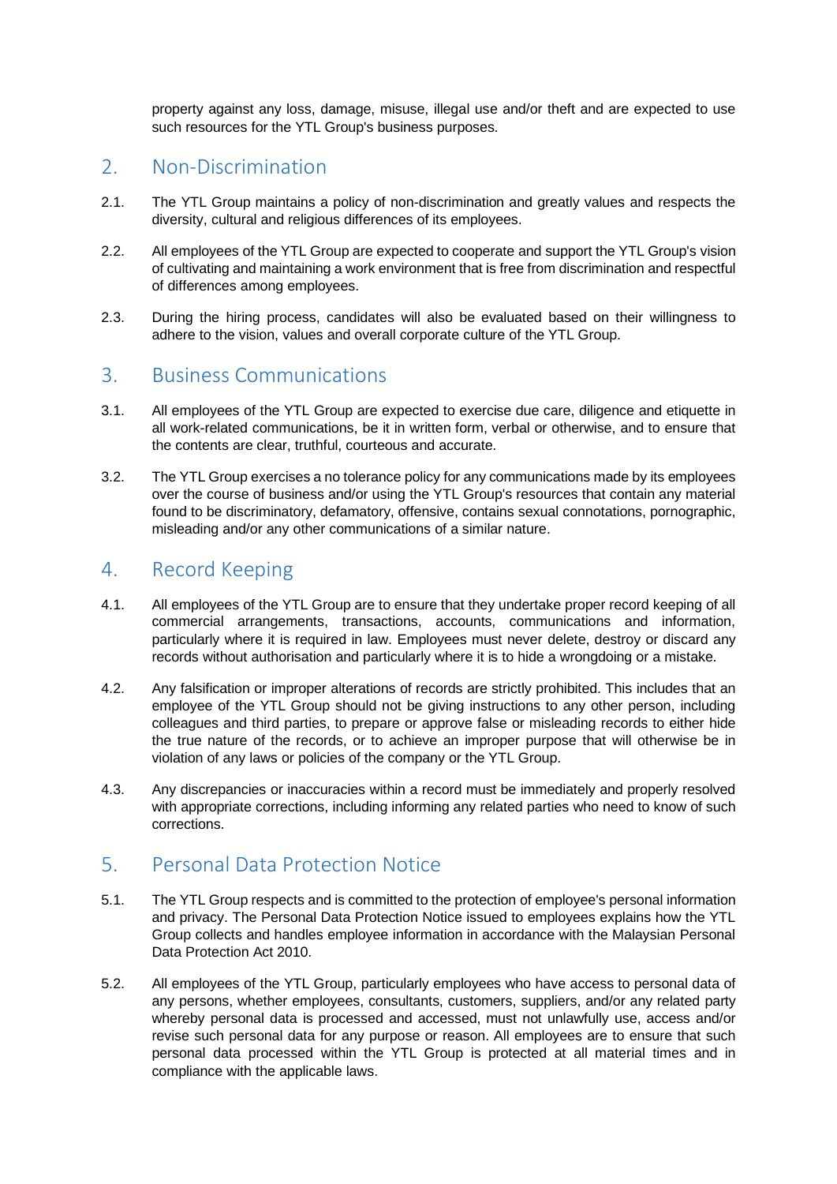property against any loss, damage, misuse, illegal use and/or theft and are expected to use such resources for the YTL Group's business purposes.

## 2. Non-Discrimination

2.1. The YTL Group maintains a policy of non-discrimination and greatly values and respects the diversity, cultural and religious differences of its employees.

2.2. All employees of the YTL Group are expected to cooperate and support the YTL Group's vision of cultivating and maintaining a work environment that is free from discrimination and respectful of differences among employees.

2.3. During the hiring process, candidates will also be evaluated based on their willingness to adhere to the vision, values and overall corporate culture of the YTL Group.

## 3. Business Communications

3.1. All employees of the YTL Group are expected to exercise due care, diligence and etiquette in all work-related communications, be it in written form, verbal or otherwise, and to ensure that the contents are clear, truthful, courteous and accurate.

3.2. The YTL Group exercises a no tolerance policy for any communications made by its employees over the course of business and/or using the YTL Group's resources that contain any material found to be discriminatory, defamatory, offensive, contains sexual connotations, pornographic, misleading and/or any other communications of a similar nature.

## 4. Record Keeping

4.1. All employees of the YTL Group are to ensure that they undertake proper record keeping of all commercial arrangements, transactions, accounts, communications and information, particularly where it is required in law. Employees must never delete, destroy or discard any records without authorisation and particularly where it is to hide a wrongdoing or a mistake.

4.2. Any falsification or improper alterations of records are strictly prohibited. This includes that an employee of the YTL Group should not be giving instructions to any other person, including colleagues and third parties, to prepare or approve false or misleading records to either hide the true nature of the records, or to achieve an improper purpose that will otherwise be in violation of any laws or policies of the company or the YTL Group.

4.3. Any discrepancies or inaccuracies within a record must be immediately and properly resolved with appropriate corrections, including informing any related parties who need to know of such corrections.

## 5. Personal Data Protection Notice

5.1. The YTL Group respects and is committed to the protection of employee's personal information and privacy. The Personal Data Protection Notice issued to employees explains how the YTL Group collects and handles employee information in accordance with the Malaysian Personal Data Protection Act 2010.

5.2. All employees of the YTL Group, particularly employees who have access to personal data of any persons, whether employees, consultants, customers, suppliers, and/or any related party whereby personal data is processed and accessed, must not unlawfully use, access and/or revise such personal data for any purpose or reason. All employees are to ensure that such personal data processed within the YTL Group is protected at all material times and in compliance with the applicable laws.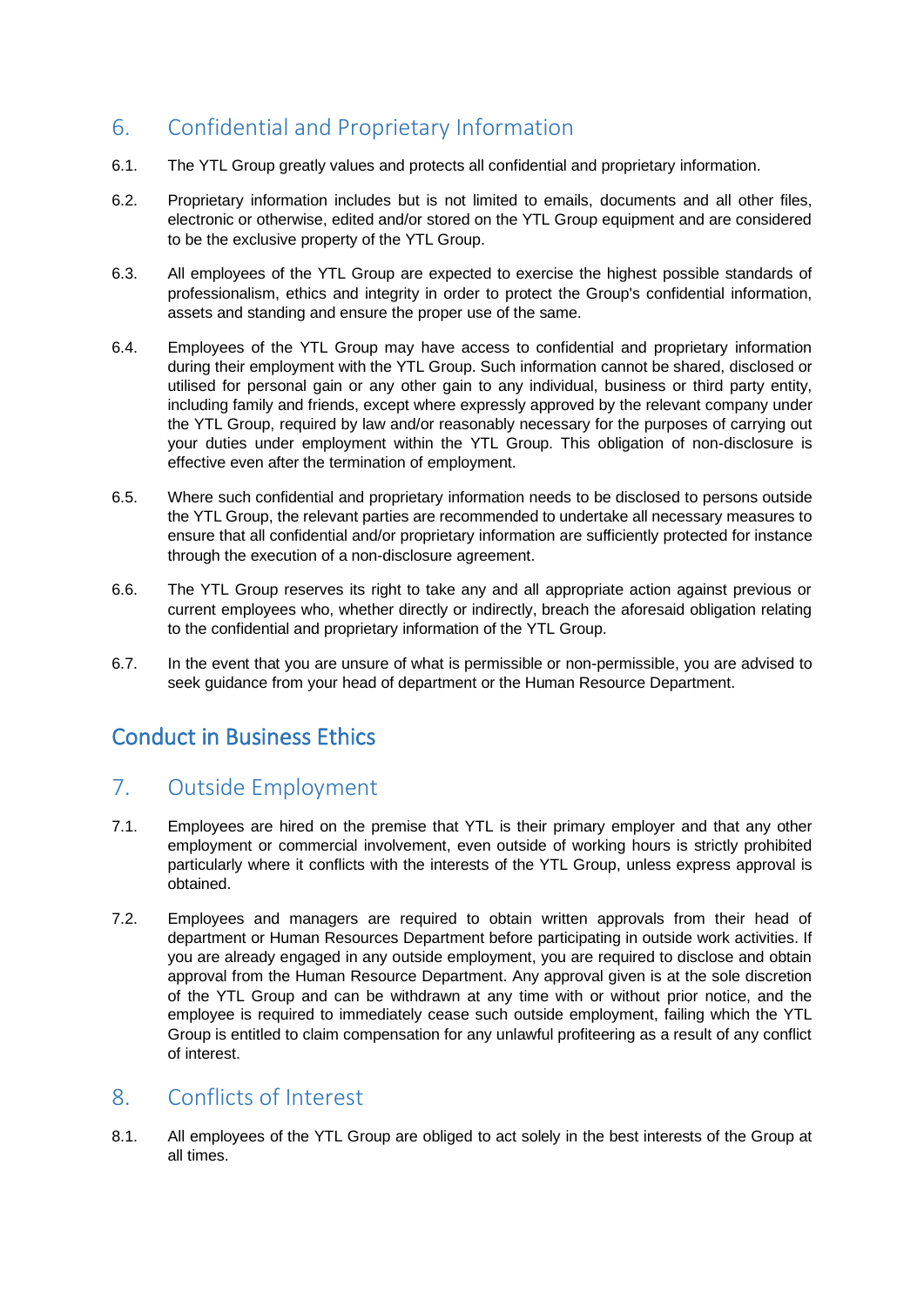## 6. Confidential and Proprietary Information

6.1. The YTL Group greatly values and protects all confidential and proprietary information.

6.2. Proprietary information includes but is not limited to emails, documents and all other files, electronic or otherwise, edited and/or stored on the YTL Group equipment and are considered to be the exclusive property of the YTL Group.

6.3. All employees of the YTL Group are expected to exercise the highest possible standards of professionalism, ethics and integrity in order to protect the Group's confidential information, assets and standing and ensure the proper use of the same.

6.4. Employees of the YTL Group may have access to confidential and proprietary information during their employment with the YTL Group. Such information cannot be shared, disclosed or utilised for personal gain or any other gain to any individual, business or third party entity, including family and friends, except where expressly approved by the relevant company under the YTL Group, required by law and/or reasonably necessary for the purposes of carrying out your duties under employment within the YTL Group. This obligation of non-disclosure is effective even after the termination of employment.

6.5. Where such confidential and proprietary information needs to be disclosed to persons outside the YTL Group, the relevant parties are recommended to undertake all necessary measures to ensure that all confidential and/or proprietary information are sufficiently protected for instance through the execution of a non-disclosure agreement.

6.6. The YTL Group reserves its right to take any and all appropriate action against previous or current employees who, whether directly or indirectly, breach the aforesaid obligation relating to the confidential and proprietary information of the YTL Group.

6.7. In the event that you are unsure of what is permissible or non-permissible, you are advised to seek guidance from your head of department or the Human Resource Department.

# Conduct in Business Ethics

## 7. Outside Employment

7.1. Employees are hired on the premise that YTL is their primary employer and that any other employment or commercial involvement, even outside of working hours is strictly prohibited particularly where it conflicts with the interests of the YTL Group, unless express approval is obtained.

7.2. Employees and managers are required to obtain written approvals from their head of department or Human Resources Department before participating in outside work activities. If you are already engaged in any outside employment, you are required to disclose and obtain approval from the Human Resource Department. Any approval given is at the sole discretion of the YTL Group and can be withdrawn at any time with or without prior notice, and the employee is required to immediately cease such outside employment, failing which the YTL Group is entitled to claim compensation for any unlawful profiteering as a result of any conflict of interest.

## 8. Conflicts of Interest

8.1. All employees of the YTL Group are obliged to act solely in the best interests of the Group at all times.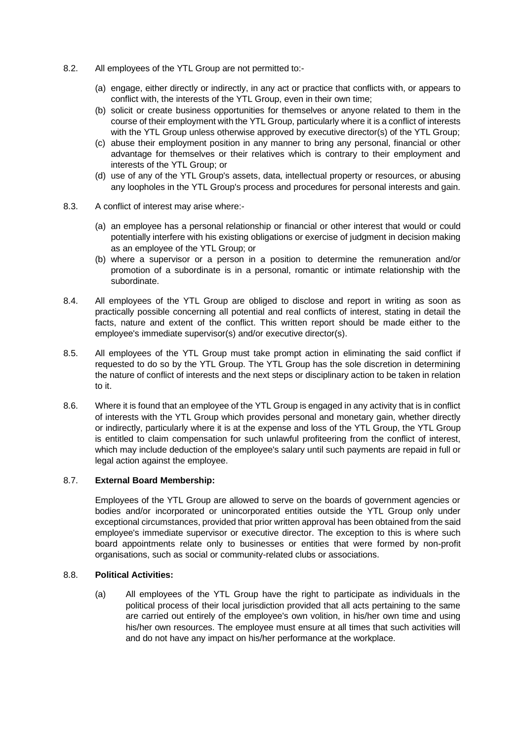8.2. All employees of the YTL Group are not permitted to:-

(a) engage, either directly or indirectly, in any act or practice that conflicts with, or appears to conflict with, the interests of the YTL Group, even in their own time;
(b) solicit or create business opportunities for themselves or anyone related to them in the course of their employment with the YTL Group, particularly where it is a conflict of interests with the YTL Group unless otherwise approved by executive director(s) of the YTL Group;
(c) abuse their employment position in any manner to bring any personal, financial or other advantage for themselves or their relatives which is contrary to their employment and interests of the YTL Group; or
(d) use of any of the YTL Group's assets, data, intellectual property or resources, or abusing any loopholes in the YTL Group's process and procedures for personal interests and gain.

8.3. A conflict of interest may arise where:-

(a) an employee has a personal relationship or financial or other interest that would or could potentially interfere with his existing obligations or exercise of judgment in decision making as an employee of the YTL Group; or
(b) where a supervisor or a person in a position to determine the remuneration and/or promotion of a subordinate is in a personal, romantic or intimate relationship with the subordinate.

8.4. All employees of the YTL Group are obliged to disclose and report in writing as soon as practically possible concerning all potential and real conflicts of interest, stating in detail the facts, nature and extent of the conflict. This written report should be made either to the employee's immediate supervisor(s) and/or executive director(s).

8.5. All employees of the YTL Group must take prompt action in eliminating the said conflict if requested to do so by the YTL Group. The YTL Group has the sole discretion in determining the nature of conflict of interests and the next steps or disciplinary action to be taken in relation to it.

8.6. Where it is found that an employee of the YTL Group is engaged in any activity that is in conflict of interests with the YTL Group which provides personal and monetary gain, whether directly or indirectly, particularly where it is at the expense and loss of the YTL Group, the YTL Group is entitled to claim compensation for such unlawful profiteering from the conflict of interest, which may include deduction of the employee's salary until such payments are repaid in full or legal action against the employee.

8.7. **External Board Membership:**

Employees of the YTL Group are allowed to serve on the boards of government agencies or bodies and/or incorporated or unincorporated entities outside the YTL Group only under exceptional circumstances, provided that prior written approval has been obtained from the said employee's immediate supervisor or executive director. The exception to this is where such board appointments relate only to businesses or entities that were formed by non-profit organisations, such as social or community-related clubs or associations.

8.8. **Political Activities:**

(a) All employees of the YTL Group have the right to participate as individuals in the political process of their local jurisdiction provided that all acts pertaining to the same are carried out entirely of the employee's own volition, in his/her own time and using his/her own resources. The employee must ensure at all times that such activities will and do not have any impact on his/her performance at the workplace.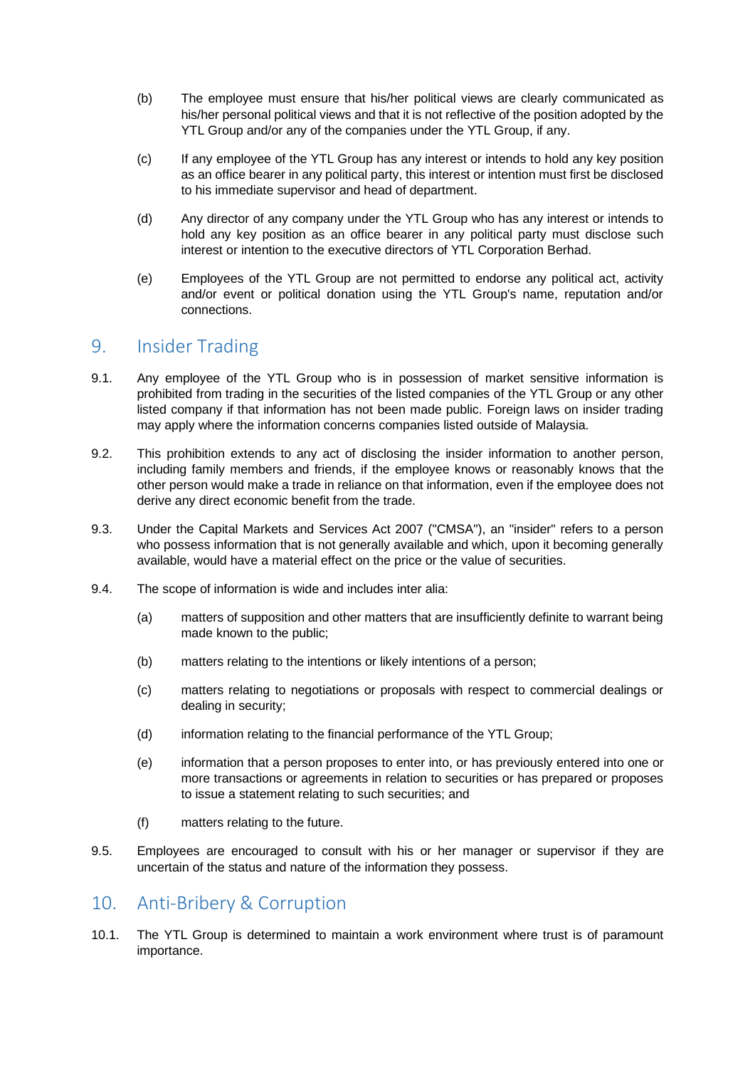(b) The employee must ensure that his/her political views are clearly communicated as his/her personal political views and that it is not reflective of the position adopted by the YTL Group and/or any of the companies under the YTL Group, if any.

(c) If any employee of the YTL Group has any interest or intends to hold any key position as an office bearer in any political party, this interest or intention must first be disclosed to his immediate supervisor and head of department.

(d) Any director of any company under the YTL Group who has any interest or intends to hold any key position as an office bearer in any political party must disclose such interest or intention to the executive directors of YTL Corporation Berhad.

(e) Employees of the YTL Group are not permitted to endorse any political act, activity and/or event or political donation using the YTL Group's name, reputation and/or connections.

## 9. Insider Trading

9.1. Any employee of the YTL Group who is in possession of market sensitive information is prohibited from trading in the securities of the listed companies of the YTL Group or any other listed company if that information has not been made public. Foreign laws on insider trading may apply where the information concerns companies listed outside of Malaysia.

9.2. This prohibition extends to any act of disclosing the insider information to another person, including family members and friends, if the employee knows or reasonably knows that the other person would make a trade in reliance on that information, even if the employee does not derive any direct economic benefit from the trade.

9.3. Under the Capital Markets and Services Act 2007 ("CMSA"), an "insider" refers to a person who possess information that is not generally available and which, upon it becoming generally available, would have a material effect on the price or the value of securities.

9.4. The scope of information is wide and includes inter alia:

(a) matters of supposition and other matters that are insufficiently definite to warrant being made known to the public;

(b) matters relating to the intentions or likely intentions of a person;

(c) matters relating to negotiations or proposals with respect to commercial dealings or dealing in security;

(d) information relating to the financial performance of the YTL Group;

(e) information that a person proposes to enter into, or has previously entered into one or more transactions or agreements in relation to securities or has prepared or proposes to issue a statement relating to such securities; and

(f) matters relating to the future.

9.5. Employees are encouraged to consult with his or her manager or supervisor if they are uncertain of the status and nature of the information they possess.

## 10. Anti-Bribery & Corruption

10.1. The YTL Group is determined to maintain a work environment where trust is of paramount importance.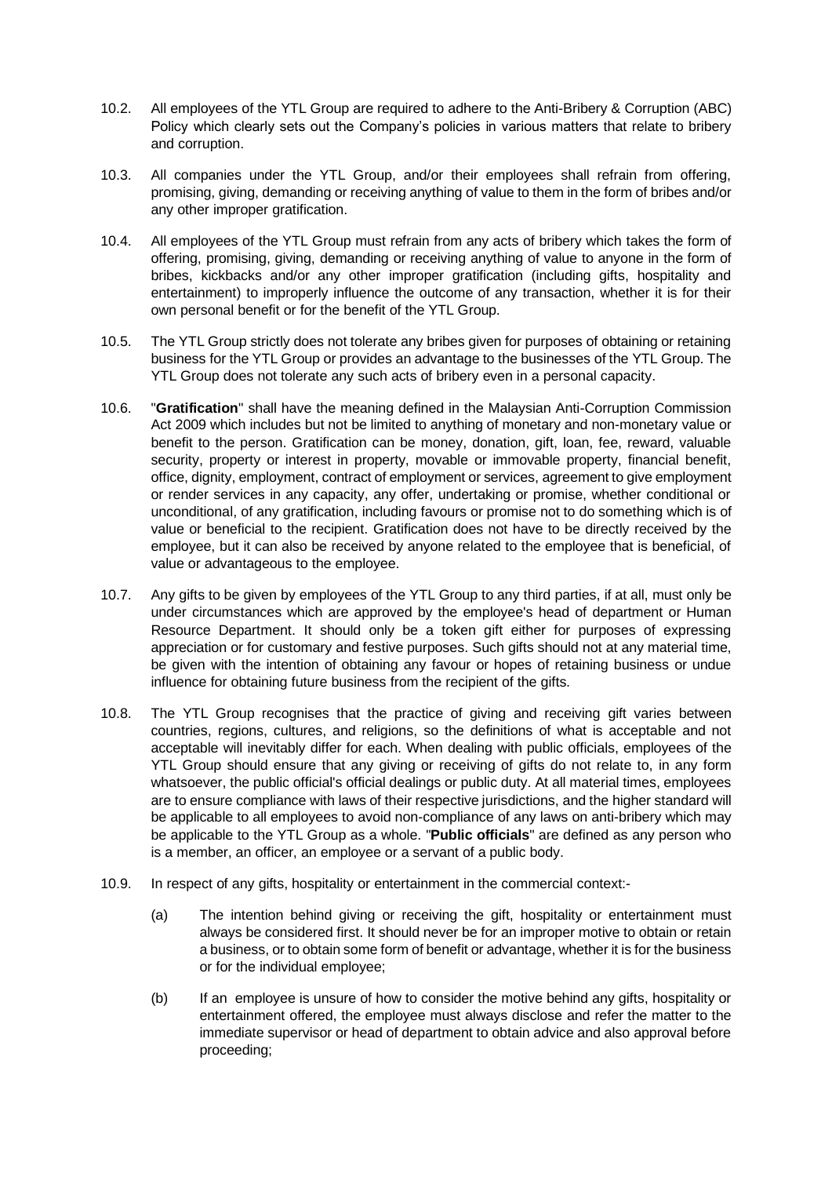10.2. All employees of the YTL Group are required to adhere to the Anti-Bribery & Corruption (ABC) Policy which clearly sets out the Company's policies in various matters that relate to bribery and corruption.

10.3. All companies under the YTL Group, and/or their employees shall refrain from offering, promising, giving, demanding or receiving anything of value to them in the form of bribes and/or any other improper gratification.

10.4. All employees of the YTL Group must refrain from any acts of bribery which takes the form of offering, promising, giving, demanding or receiving anything of value to anyone in the form of bribes, kickbacks and/or any other improper gratification (including gifts, hospitality and entertainment) to improperly influence the outcome of any transaction, whether it is for their own personal benefit or for the benefit of the YTL Group.

10.5. The YTL Group strictly does not tolerate any bribes given for purposes of obtaining or retaining business for the YTL Group or provides an advantage to the businesses of the YTL Group. The YTL Group does not tolerate any such acts of bribery even in a personal capacity.

10.6. "**Gratification**" shall have the meaning defined in the Malaysian Anti-Corruption Commission Act 2009 which includes but not be limited to anything of monetary and non-monetary value or benefit to the person. Gratification can be money, donation, gift, loan, fee, reward, valuable security, property or interest in property, movable or immovable property, financial benefit, office, dignity, employment, contract of employment or services, agreement to give employment or render services in any capacity, any offer, undertaking or promise, whether conditional or unconditional, of any gratification, including favours or promise not to do something which is of value or beneficial to the recipient. Gratification does not have to be directly received by the employee, but it can also be received by anyone related to the employee that is beneficial, of value or advantageous to the employee.

10.7. Any gifts to be given by employees of the YTL Group to any third parties, if at all, must only be under circumstances which are approved by the employee's head of department or Human Resource Department. It should only be a token gift either for purposes of expressing appreciation or for customary and festive purposes. Such gifts should not at any material time, be given with the intention of obtaining any favour or hopes of retaining business or undue influence for obtaining future business from the recipient of the gifts.

10.8. The YTL Group recognises that the practice of giving and receiving gift varies between countries, regions, cultures, and religions, so the definitions of what is acceptable and not acceptable will inevitably differ for each. When dealing with public officials, employees of the YTL Group should ensure that any giving or receiving of gifts do not relate to, in any form whatsoever, the public official's official dealings or public duty. At all material times, employees are to ensure compliance with laws of their respective jurisdictions, and the higher standard will be applicable to all employees to avoid non-compliance of any laws on anti-bribery which may be applicable to the YTL Group as a whole. "**Public officials**" are defined as any person who is a member, an officer, an employee or a servant of a public body.

10.9. In respect of any gifts, hospitality or entertainment in the commercial context:-

(a) The intention behind giving or receiving the gift, hospitality or entertainment must always be considered first. It should never be for an improper motive to obtain or retain a business, or to obtain some form of benefit or advantage, whether it is for the business or for the individual employee;

(b) If an employee is unsure of how to consider the motive behind any gifts, hospitality or entertainment offered, the employee must always disclose and refer the matter to the immediate supervisor or head of department to obtain advice and also approval before proceeding;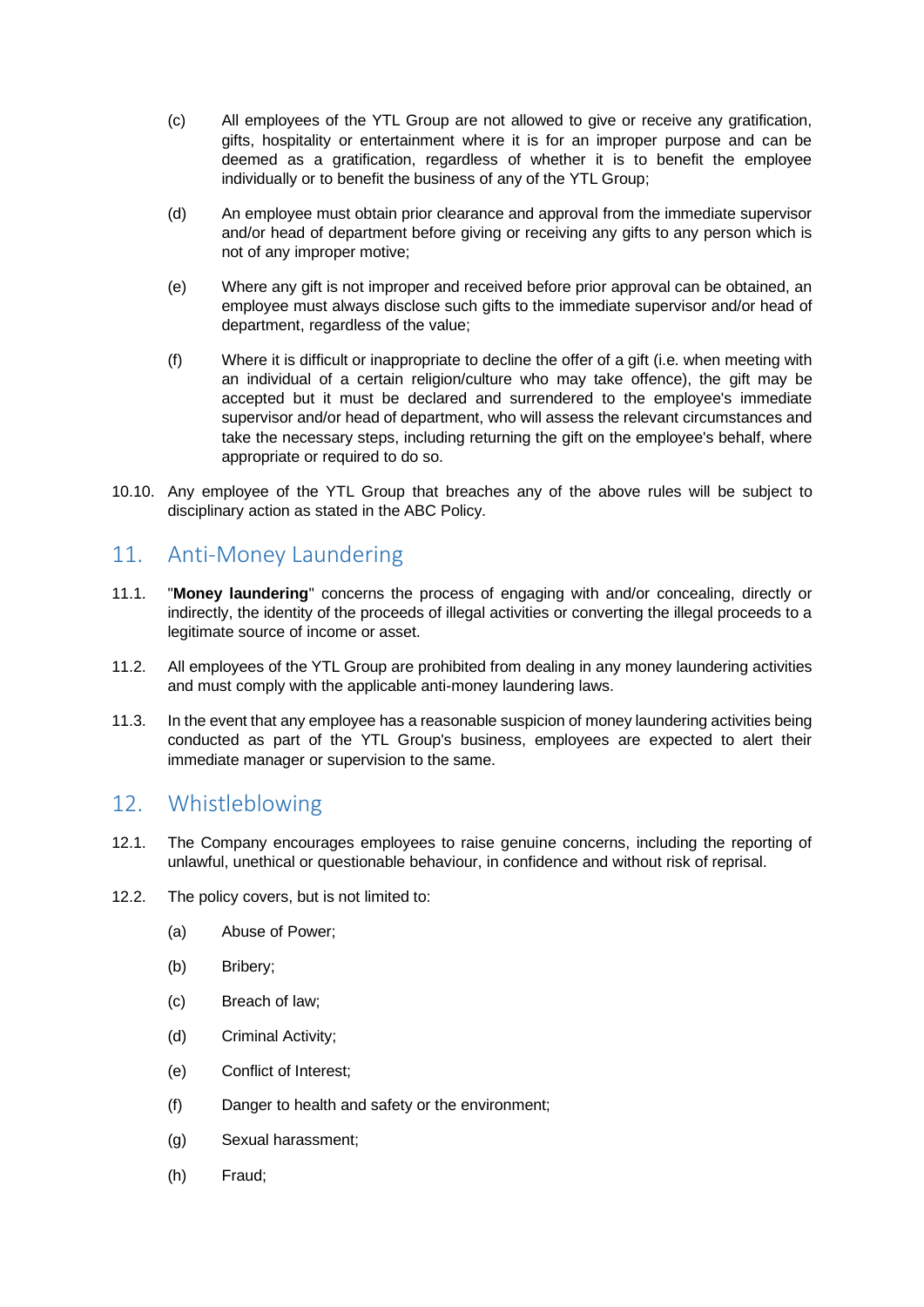(c) All employees of the YTL Group are not allowed to give or receive any gratification, gifts, hospitality or entertainment where it is for an improper purpose and can be deemed as a gratification, regardless of whether it is to benefit the employee individually or to benefit the business of any of the YTL Group;

(d) An employee must obtain prior clearance and approval from the immediate supervisor and/or head of department before giving or receiving any gifts to any person which is not of any improper motive;

(e) Where any gift is not improper and received before prior approval can be obtained, an employee must always disclose such gifts to the immediate supervisor and/or head of department, regardless of the value;

(f) Where it is difficult or inappropriate to decline the offer of a gift (i.e. when meeting with an individual of a certain religion/culture who may take offence), the gift may be accepted but it must be declared and surrendered to the employee's immediate supervisor and/or head of department, who will assess the relevant circumstances and take the necessary steps, including returning the gift on the employee's behalf, where appropriate or required to do so.

10.10. Any employee of the YTL Group that breaches any of the above rules will be subject to disciplinary action as stated in the ABC Policy.

## 11. Anti-Money Laundering

11.1. "**Money laundering**" concerns the process of engaging with and/or concealing, directly or indirectly, the identity of the proceeds of illegal activities or converting the illegal proceeds to a legitimate source of income or asset.

11.2. All employees of the YTL Group are prohibited from dealing in any money laundering activities and must comply with the applicable anti-money laundering laws.

11.3. In the event that any employee has a reasonable suspicion of money laundering activities being conducted as part of the YTL Group's business, employees are expected to alert their immediate manager or supervision to the same.

## 12. Whistleblowing

12.1. The Company encourages employees to raise genuine concerns, including the reporting of unlawful, unethical or questionable behaviour, in confidence and without risk of reprisal.

12.2. The policy covers, but is not limited to:

(a) Abuse of Power;

(b) Bribery;

(c) Breach of law;

(d) Criminal Activity;

(e) Conflict of Interest;

(f) Danger to health and safety or the environment;

(g) Sexual harassment;

(h) Fraud;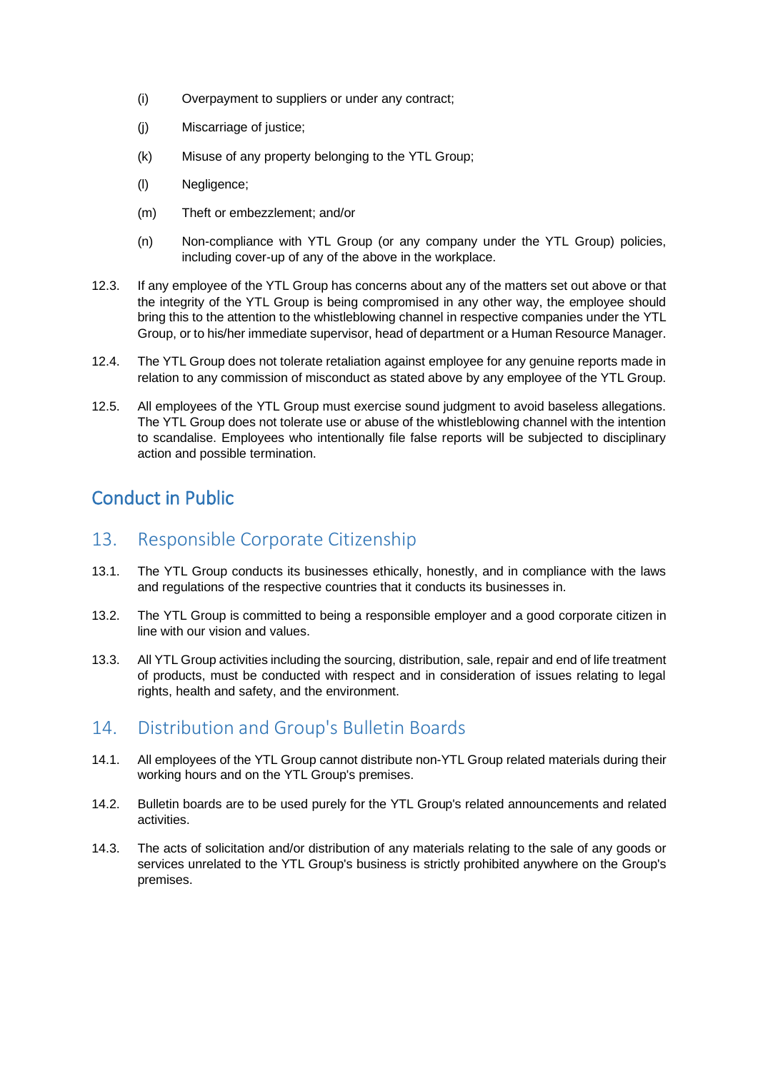(i) Overpayment to suppliers or under any contract;

(j) Miscarriage of justice;

(k) Misuse of any property belonging to the YTL Group;

(l) Negligence;

(m) Theft or embezzlement; and/or

(n) Non-compliance with YTL Group (or any company under the YTL Group) policies, including cover-up of any of the above in the workplace.

12.3. If any employee of the YTL Group has concerns about any of the matters set out above or that the integrity of the YTL Group is being compromised in any other way, the employee should bring this to the attention to the whistleblowing channel in respective companies under the YTL Group, or to his/her immediate supervisor, head of department or a Human Resource Manager.

12.4. The YTL Group does not tolerate retaliation against employee for any genuine reports made in relation to any commission of misconduct as stated above by any employee of the YTL Group.

12.5. All employees of the YTL Group must exercise sound judgment to avoid baseless allegations. The YTL Group does not tolerate use or abuse of the whistleblowing channel with the intention to scandalise. Employees who intentionally file false reports will be subjected to disciplinary action and possible termination.

# Conduct in Public

## 13. Responsible Corporate Citizenship

13.1. The YTL Group conducts its businesses ethically, honestly, and in compliance with the laws and regulations of the respective countries that it conducts its businesses in.

13.2. The YTL Group is committed to being a responsible employer and a good corporate citizen in line with our vision and values.

13.3. All YTL Group activities including the sourcing, distribution, sale, repair and end of life treatment of products, must be conducted with respect and in consideration of issues relating to legal rights, health and safety, and the environment.

## 14. Distribution and Group's Bulletin Boards

14.1. All employees of the YTL Group cannot distribute non-YTL Group related materials during their working hours and on the YTL Group's premises.

14.2. Bulletin boards are to be used purely for the YTL Group's related announcements and related activities.

14.3. The acts of solicitation and/or distribution of any materials relating to the sale of any goods or services unrelated to the YTL Group's business is strictly prohibited anywhere on the Group's premises.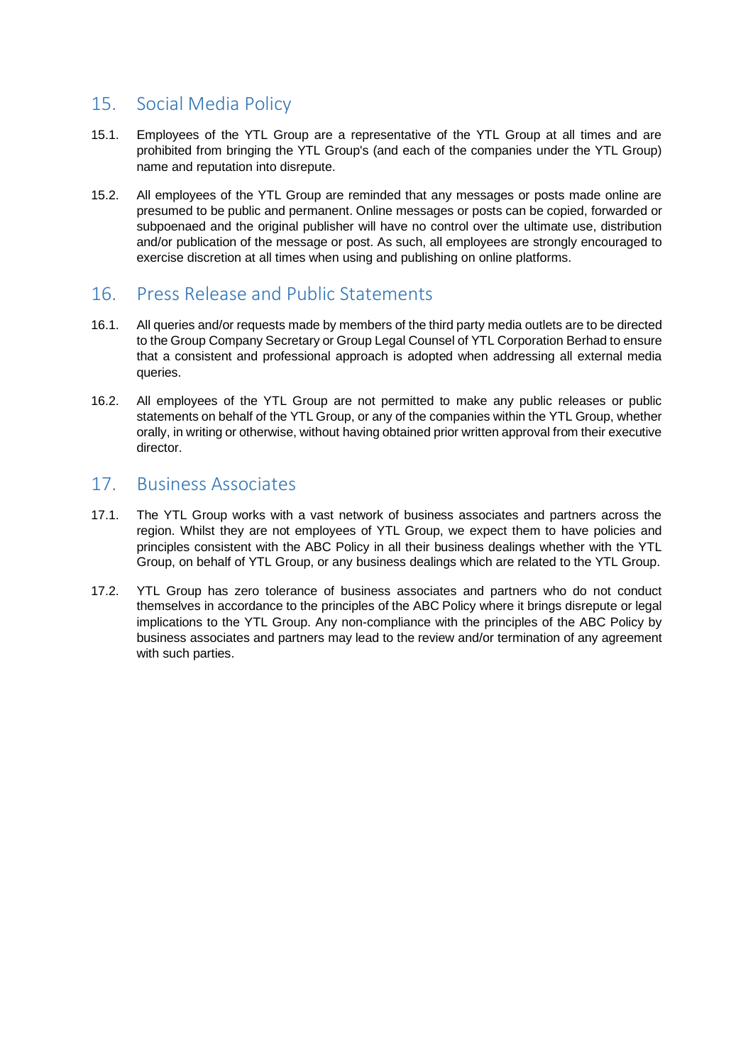## 15. Social Media Policy

15.1. Employees of the YTL Group are a representative of the YTL Group at all times and are prohibited from bringing the YTL Group's (and each of the companies under the YTL Group) name and reputation into disrepute.

15.2. All employees of the YTL Group are reminded that any messages or posts made online are presumed to be public and permanent. Online messages or posts can be copied, forwarded or subpoenaed and the original publisher will have no control over the ultimate use, distribution and/or publication of the message or post. As such, all employees are strongly encouraged to exercise discretion at all times when using and publishing on online platforms.

## 16. Press Release and Public Statements

16.1. All queries and/or requests made by members of the third party media outlets are to be directed to the Group Company Secretary or Group Legal Counsel of YTL Corporation Berhad to ensure that a consistent and professional approach is adopted when addressing all external media queries.

16.2. All employees of the YTL Group are not permitted to make any public releases or public statements on behalf of the YTL Group, or any of the companies within the YTL Group, whether orally, in writing or otherwise, without having obtained prior written approval from their executive director.

## 17. Business Associates

17.1. The YTL Group works with a vast network of business associates and partners across the region. Whilst they are not employees of YTL Group, we expect them to have policies and principles consistent with the ABC Policy in all their business dealings whether with the YTL Group, on behalf of YTL Group, or any business dealings which are related to the YTL Group.

17.2. YTL Group has zero tolerance of business associates and partners who do not conduct themselves in accordance to the principles of the ABC Policy where it brings disrepute or legal implications to the YTL Group. Any non-compliance with the principles of the ABC Policy by business associates and partners may lead to the review and/or termination of any agreement with such parties.